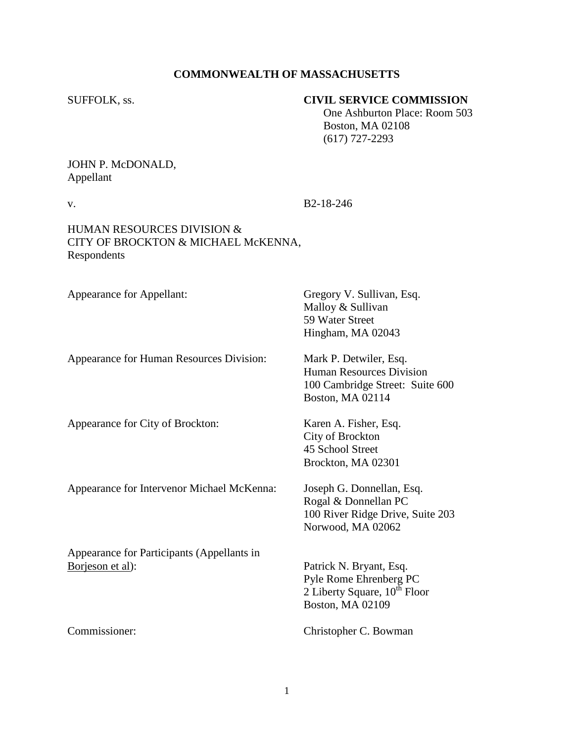**COMMONWEALTH OF MASSACHUSETTS**

SUFFOLK, ss.

**CIVIL SERVICE COMMISSION**
One Ashburton Place: Room 503
Boston, MA 02108
(617) 727-2293

JOHN P. McDONALD,
Appellant

v.

B2-18-246

HUMAN RESOURCES DIVISION &
CITY OF BROCKTON & MICHAEL McKENNA,
Respondents

Appearance for Appellant:
Gregory V. Sullivan, Esq.
Malloy & Sullivan
59 Water Street
Hingham, MA 02043

Appearance for Human Resources Division:
Mark P. Detwiler, Esq.
Human Resources Division
100 Cambridge Street: Suite 600
Boston, MA 02114

Appearance for City of Brockton:
Karen A. Fisher, Esq.
City of Brockton
45 School Street
Brockton, MA 02301

Appearance for Intervenor Michael McKenna:
Joseph G. Donnellan, Esq.
Rogal & Donnellan PC
100 River Ridge Drive, Suite 203
Norwood, MA 02062

Appearance for Participants (Appellants in Borjeson et al):
Patrick N. Bryant, Esq.
Pyle Rome Ehrenberg PC
2 Liberty Square, 10th Floor
Boston, MA 02109

Commissioner:
Christopher C. Bowman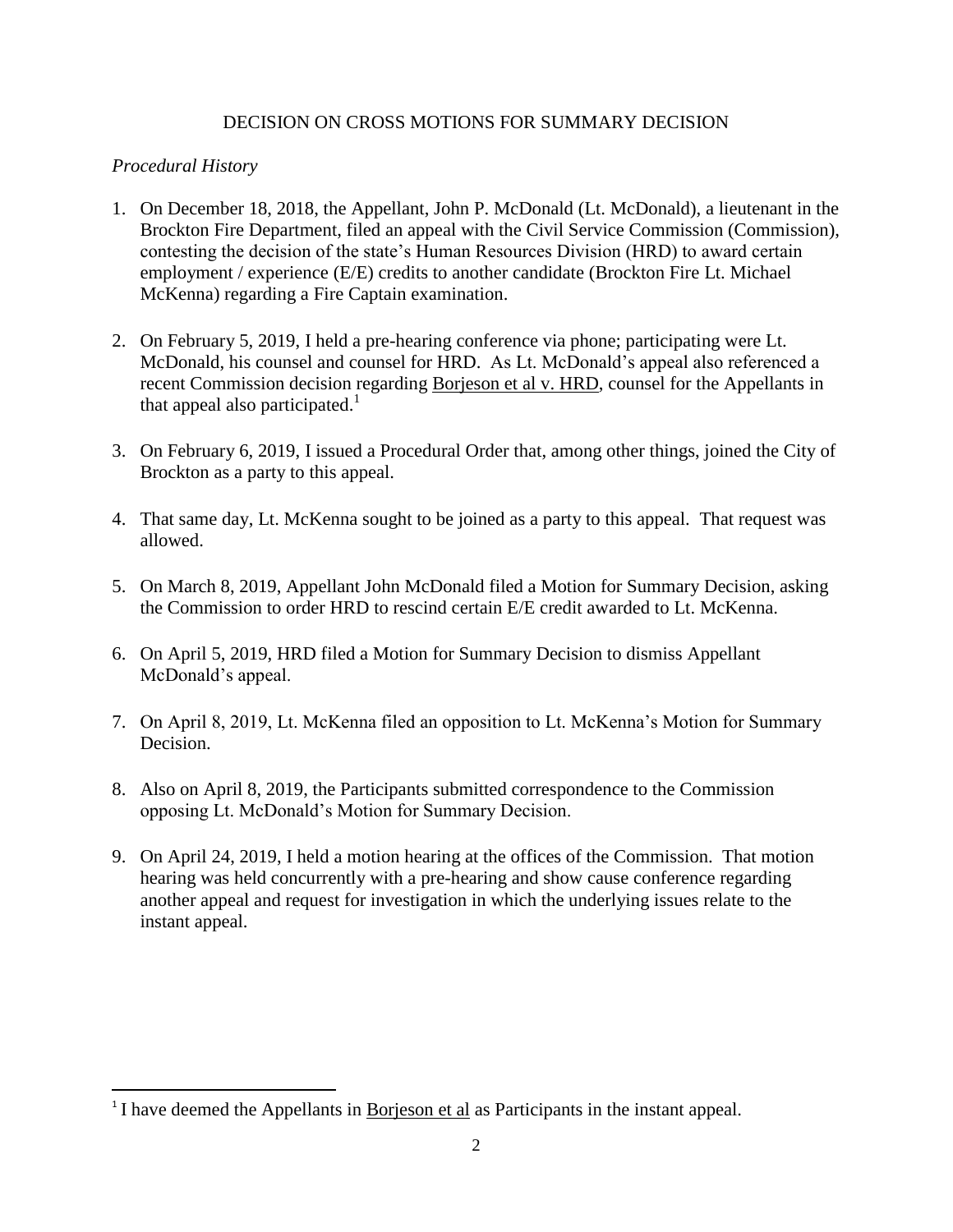## DECISION ON CROSS MOTIONS FOR SUMMARY DECISION

*Procedural History*

1. On December 18, 2018, the Appellant, John P. McDonald (Lt. McDonald), a lieutenant in the Brockton Fire Department, filed an appeal with the Civil Service Commission (Commission), contesting the decision of the state's Human Resources Division (HRD) to award certain employment / experience (E/E) credits to another candidate (Brockton Fire Lt. Michael McKenna) regarding a Fire Captain examination.

2. On February 5, 2019, I held a pre-hearing conference via phone; participating were Lt. McDonald, his counsel and counsel for HRD. As Lt. McDonald's appeal also referenced a recent Commission decision regarding Borjeson et al v. HRD, counsel for the Appellants in that appeal also participated.[1]

3. On February 6, 2019, I issued a Procedural Order that, among other things, joined the City of Brockton as a party to this appeal.

4. That same day, Lt. McKenna sought to be joined as a party to this appeal. That request was allowed.

5. On March 8, 2019, Appellant John McDonald filed a Motion for Summary Decision, asking the Commission to order HRD to rescind certain E/E credit awarded to Lt. McKenna.

6. On April 5, 2019, HRD filed a Motion for Summary Decision to dismiss Appellant McDonald's appeal.

7. On April 8, 2019, Lt. McKenna filed an opposition to Lt. McKenna's Motion for Summary Decision.

8. Also on April 8, 2019, the Participants submitted correspondence to the Commission opposing Lt. McDonald's Motion for Summary Decision.

9. On April 24, 2019, I held a motion hearing at the offices of the Commission. That motion hearing was held concurrently with a pre-hearing and show cause conference regarding another appeal and request for investigation in which the underlying issues relate to the instant appeal.

---

[1] I have deemed the Appellants in Borjeson et al as Participants in the instant appeal.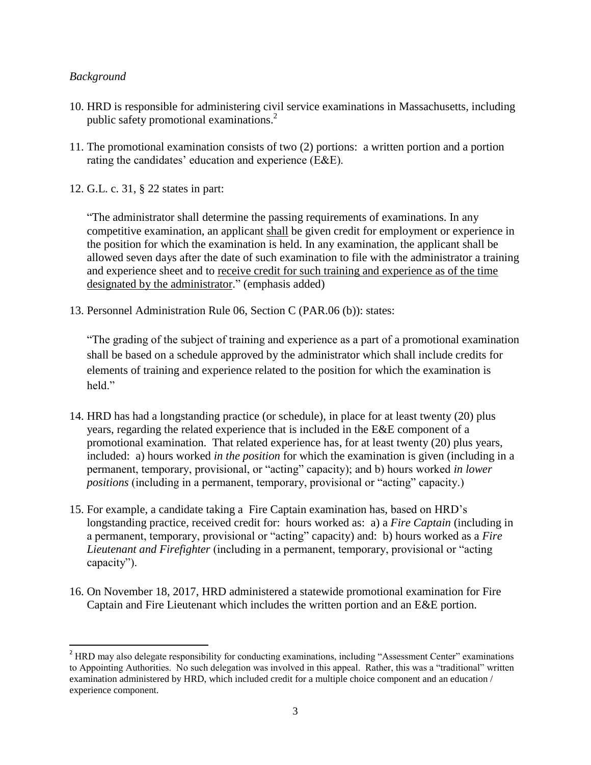*Background*

10. HRD is responsible for administering civil service examinations in Massachusetts, including public safety promotional examinations.[2]

11. The promotional examination consists of two (2) portions: a written portion and a portion rating the candidates' education and experience (E&E).

12. G.L. c. 31, § 22 states in part:

    "The administrator shall determine the passing requirements of examinations. In any competitive examination, an applicant <u>shall</u> be given credit for employment or experience in the position for which the examination is held. In any examination, the applicant shall be allowed seven days after the date of such examination to file with the administrator a training and experience sheet and to <u>receive credit for such training and experience as of the time designated by the administrator</u>." (emphasis added)

13. Personnel Administration Rule 06, Section C (PAR.06 (b)): states:

    "The grading of the subject of training and experience as a part of a promotional examination shall be based on a schedule approved by the administrator which shall include credits for elements of training and experience related to the position for which the examination is held."

14. HRD has had a longstanding practice (or schedule), in place for at least twenty (20) plus years, regarding the related experience that is included in the E&E component of a promotional examination. That related experience has, for at least twenty (20) plus years, included: a) hours worked *in the position* for which the examination is given (including in a permanent, temporary, provisional, or "acting" capacity); and b) hours worked *in lower positions* (including in a permanent, temporary, provisional or "acting" capacity.)

15. For example, a candidate taking a Fire Captain examination has, based on HRD's longstanding practice, received credit for: hours worked as: a) a *Fire Captain* (including in a permanent, temporary, provisional or "acting" capacity) and: b) hours worked as a *Fire Lieutenant and Firefighter* (including in a permanent, temporary, provisional or "acting capacity").

16. On November 18, 2017, HRD administered a statewide promotional examination for Fire Captain and Fire Lieutenant which includes the written portion and an E&E portion.

---

[2] HRD may also delegate responsibility for conducting examinations, including "Assessment Center" examinations to Appointing Authorities. No such delegation was involved in this appeal. Rather, this was a "traditional" written examination administered by HRD, which included credit for a multiple choice component and an education / experience component.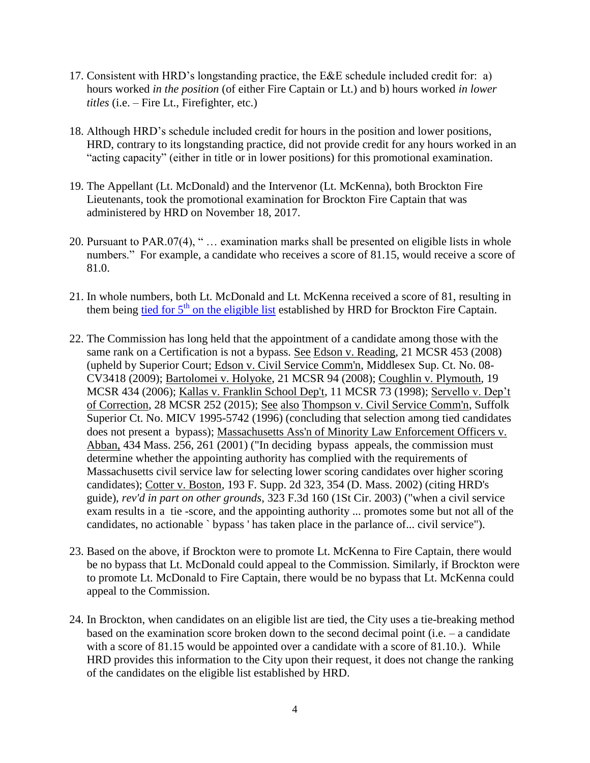17. Consistent with HRD's longstanding practice, the E&E schedule included credit for: a) hours worked *in the position* (of either Fire Captain or Lt.) and b) hours worked *in lower titles* (i.e. – Fire Lt., Firefighter, etc.)

18. Although HRD's schedule included credit for hours in the position and lower positions, HRD, contrary to its longstanding practice, did not provide credit for any hours worked in an "acting capacity" (either in title or in lower positions) for this promotional examination.

19. The Appellant (Lt. McDonald) and the Intervenor (Lt. McKenna), both Brockton Fire Lieutenants, took the promotional examination for Brockton Fire Captain that was administered by HRD on November 18, 2017.

20. Pursuant to PAR.07(4), " … examination marks shall be presented on eligible lists in whole numbers." For example, a candidate who receives a score of 81.15, would receive a score of 81.0.

21. In whole numbers, both Lt. McDonald and Lt. McKenna received a score of 81, resulting in them being tied for 5th on the eligible list established by HRD for Brockton Fire Captain.

22. The Commission has long held that the appointment of a candidate among those with the same rank on a Certification is not a bypass. See Edson v. Reading, 21 MCSR 453 (2008) (upheld by Superior Court; Edson v. Civil Service Comm'n, Middlesex Sup. Ct. No. 08-CV3418 (2009); Bartolomei v. Holyoke, 21 MCSR 94 (2008); Coughlin v. Plymouth, 19 MCSR 434 (2006); Kallas v. Franklin School Dep't, 11 MCSR 73 (1998); Servello v. Dep't of Correction, 28 MCSR 252 (2015); See also Thompson v. Civil Service Comm'n, Suffolk Superior Ct. No. MICV 1995-5742 (1996) (concluding that selection among tied candidates does not present a bypass); Massachusetts Ass'n of Minority Law Enforcement Officers v. Abban, 434 Mass. 256, 261 (2001) ("In deciding bypass appeals, the commission must determine whether the appointing authority has complied with the requirements of Massachusetts civil service law for selecting lower scoring candidates over higher scoring candidates); Cotter v. Boston, 193 F. Supp. 2d 323, 354 (D. Mass. 2002) (citing HRD's guide), *rev'd in part on other grounds*, 323 F.3d 160 (1St Cir. 2003) ("when a civil service exam results in a tie -score, and the appointing authority ... promotes some but not all of the candidates, no actionable ` bypass ' has taken place in the parlance of... civil service").

23. Based on the above, if Brockton were to promote Lt. McKenna to Fire Captain, there would be no bypass that Lt. McDonald could appeal to the Commission. Similarly, if Brockton were to promote Lt. McDonald to Fire Captain, there would be no bypass that Lt. McKenna could appeal to the Commission.

24. In Brockton, when candidates on an eligible list are tied, the City uses a tie-breaking method based on the examination score broken down to the second decimal point (i.e. – a candidate with a score of 81.15 would be appointed over a candidate with a score of 81.10.). While HRD provides this information to the City upon their request, it does not change the ranking of the candidates on the eligible list established by HRD.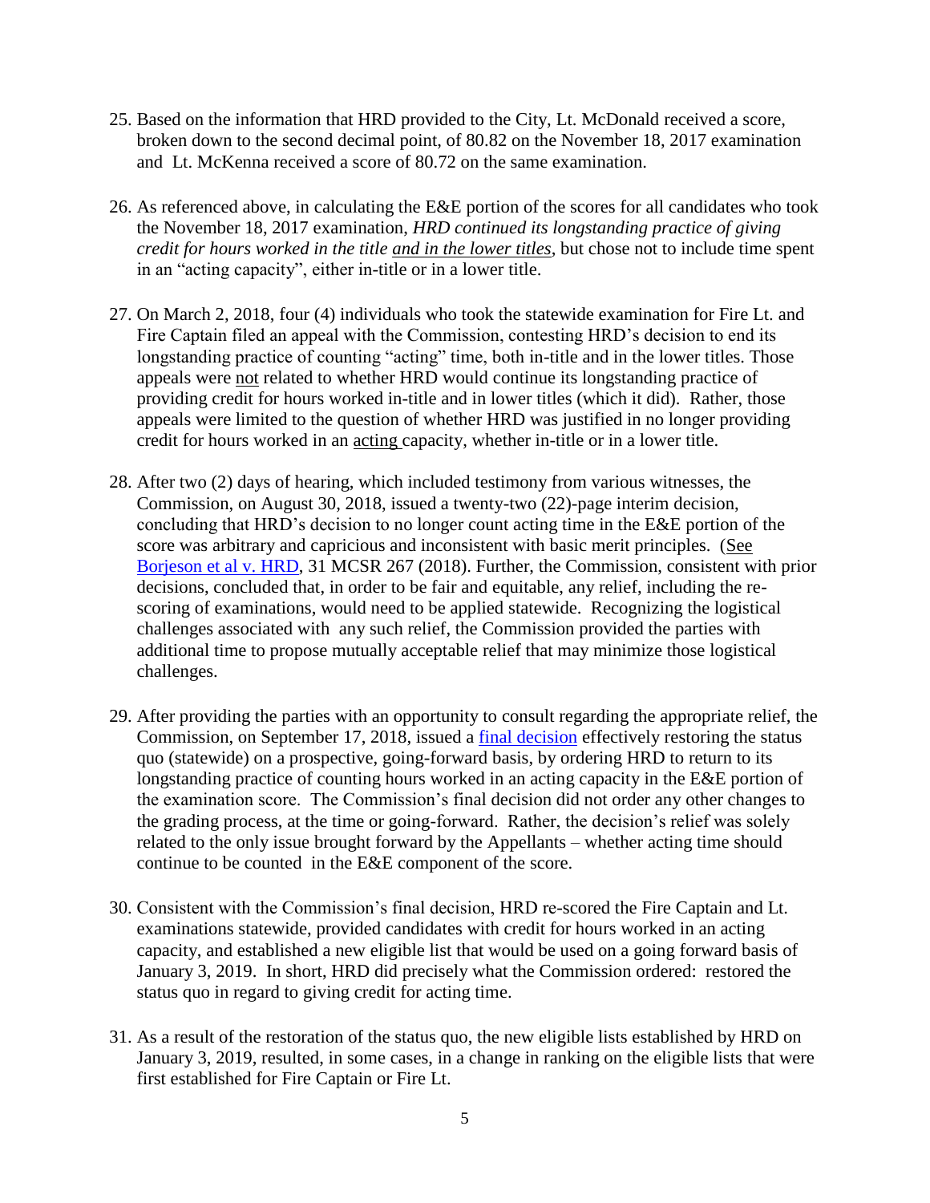25. Based on the information that HRD provided to the City, Lt. McDonald received a score, broken down to the second decimal point, of 80.82 on the November 18, 2017 examination and Lt. McKenna received a score of 80.72 on the same examination.

26. As referenced above, in calculating the E&E portion of the scores for all candidates who took the November 18, 2017 examination, *HRD continued its longstanding practice of giving credit for hours worked in the title and in the lower titles*, but chose not to include time spent in an "acting capacity", either in-title or in a lower title.

27. On March 2, 2018, four (4) individuals who took the statewide examination for Fire Lt. and Fire Captain filed an appeal with the Commission, contesting HRD's decision to end its longstanding practice of counting "acting" time, both in-title and in the lower titles. Those appeals were not related to whether HRD would continue its longstanding practice of providing credit for hours worked in-title and in lower titles (which it did). Rather, those appeals were limited to the question of whether HRD was justified in no longer providing credit for hours worked in an acting capacity, whether in-title or in a lower title.

28. After two (2) days of hearing, which included testimony from various witnesses, the Commission, on August 30, 2018, issued a twenty-two (22)-page interim decision, concluding that HRD's decision to no longer count acting time in the E&E portion of the score was arbitrary and capricious and inconsistent with basic merit principles. (See Borjeson et al v. HRD, 31 MCSR 267 (2018). Further, the Commission, consistent with prior decisions, concluded that, in order to be fair and equitable, any relief, including the re-scoring of examinations, would need to be applied statewide. Recognizing the logistical challenges associated with any such relief, the Commission provided the parties with additional time to propose mutually acceptable relief that may minimize those logistical challenges.

29. After providing the parties with an opportunity to consult regarding the appropriate relief, the Commission, on September 17, 2018, issued a final decision effectively restoring the status quo (statewide) on a prospective, going-forward basis, by ordering HRD to return to its longstanding practice of counting hours worked in an acting capacity in the E&E portion of the examination score. The Commission's final decision did not order any other changes to the grading process, at the time or going-forward. Rather, the decision's relief was solely related to the only issue brought forward by the Appellants – whether acting time should continue to be counted in the E&E component of the score.

30. Consistent with the Commission's final decision, HRD re-scored the Fire Captain and Lt. examinations statewide, provided candidates with credit for hours worked in an acting capacity, and established a new eligible list that would be used on a going forward basis of January 3, 2019. In short, HRD did precisely what the Commission ordered: restored the status quo in regard to giving credit for acting time.

31. As a result of the restoration of the status quo, the new eligible lists established by HRD on January 3, 2019, resulted, in some cases, in a change in ranking on the eligible lists that were first established for Fire Captain or Fire Lt.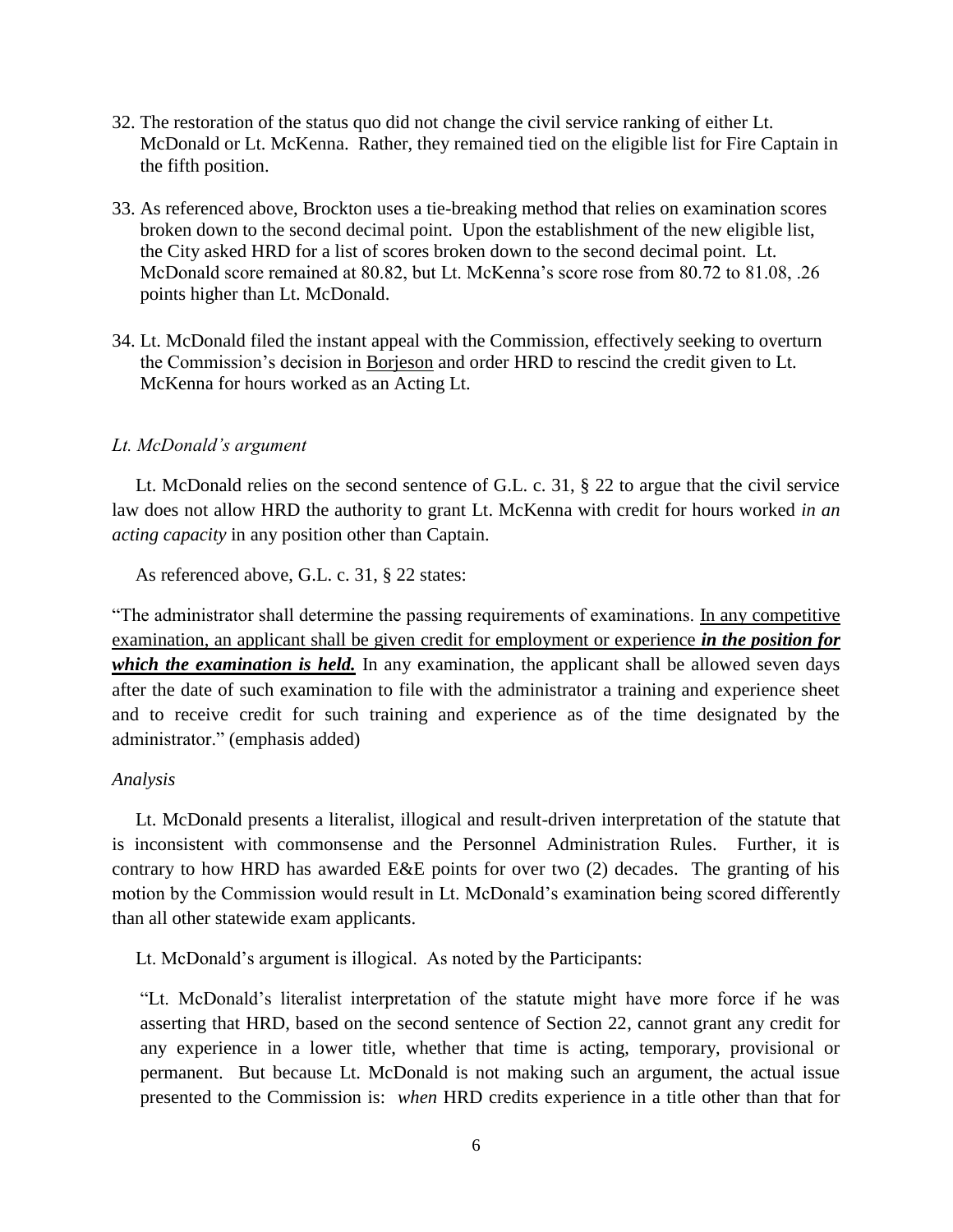32. The restoration of the status quo did not change the civil service ranking of either Lt. McDonald or Lt. McKenna. Rather, they remained tied on the eligible list for Fire Captain in the fifth position.

33. As referenced above, Brockton uses a tie-breaking method that relies on examination scores broken down to the second decimal point. Upon the establishment of the new eligible list, the City asked HRD for a list of scores broken down to the second decimal point. Lt. McDonald score remained at 80.82, but Lt. McKenna's score rose from 80.72 to 81.08, .26 points higher than Lt. McDonald.

34. Lt. McDonald filed the instant appeal with the Commission, effectively seeking to overturn the Commission's decision in <u>Borjeson</u> and order HRD to rescind the credit given to Lt. McKenna for hours worked as an Acting Lt.

*Lt. McDonald's argument*

Lt. McDonald relies on the second sentence of G.L. c. 31, § 22 to argue that the civil service law does not allow HRD the authority to grant Lt. McKenna with credit for hours worked *in an acting capacity* in any position other than Captain.

As referenced above, G.L. c. 31, § 22 states:

"The administrator shall determine the passing requirements of examinations. <u>In any competitive examination, an applicant shall be given credit for employment or experience</u> <u>***in the position for which the examination is held.***</u> In any examination, the applicant shall be allowed seven days after the date of such examination to file with the administrator a training and experience sheet and to receive credit for such training and experience as of the time designated by the administrator." (emphasis added)

*Analysis*

Lt. McDonald presents a literalist, illogical and result-driven interpretation of the statute that is inconsistent with commonsense and the Personnel Administration Rules. Further, it is contrary to how HRD has awarded E&E points for over two (2) decades. The granting of his motion by the Commission would result in Lt. McDonald's examination being scored differently than all other statewide exam applicants.

Lt. McDonald's argument is illogical. As noted by the Participants:

> "Lt. McDonald's literalist interpretation of the statute might have more force if he was asserting that HRD, based on the second sentence of Section 22, cannot grant any credit for any experience in a lower title, whether that time is acting, temporary, provisional or permanent. But because Lt. McDonald is not making such an argument, the actual issue presented to the Commission is: *when* HRD credits experience in a title other than that for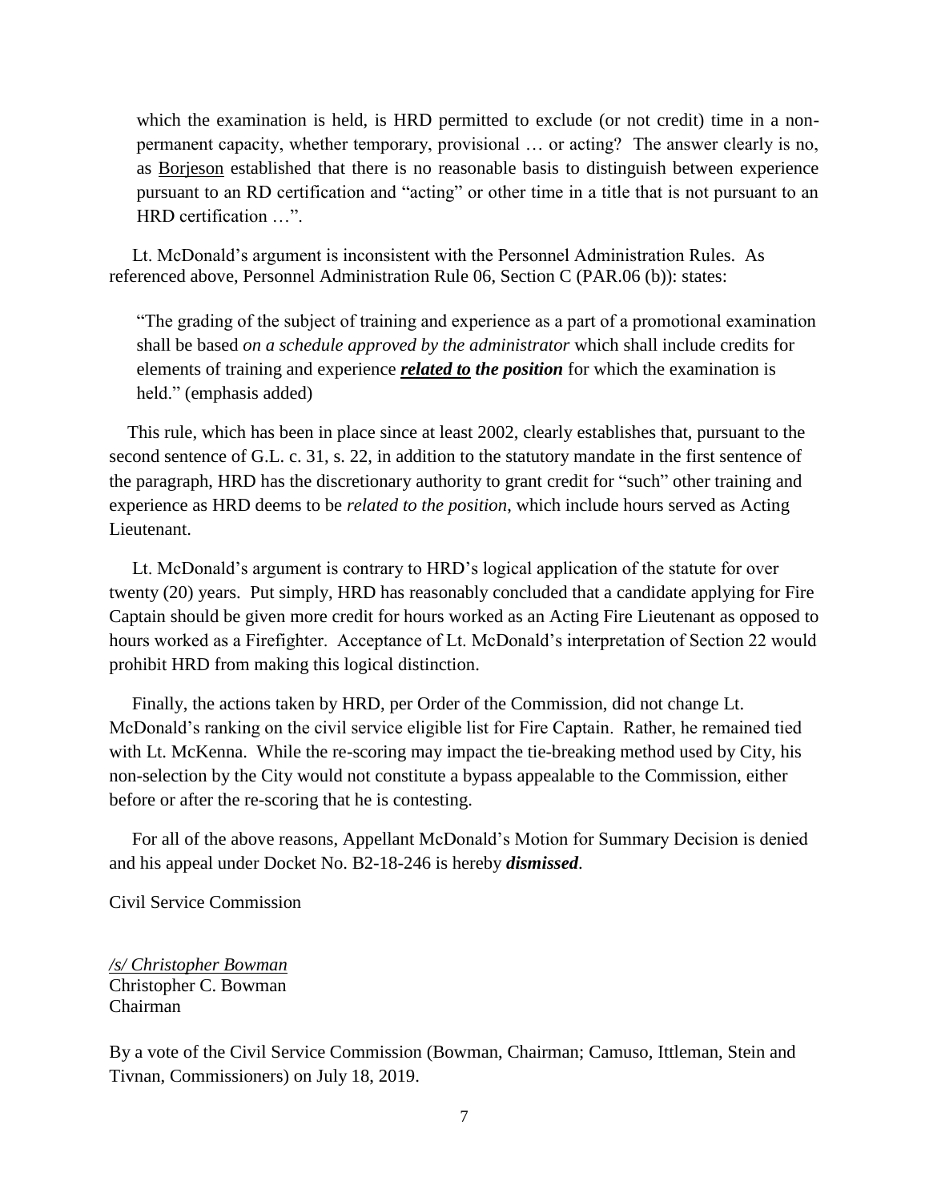which the examination is held, is HRD permitted to exclude (or not credit) time in a non-permanent capacity, whether temporary, provisional … or acting? The answer clearly is no, as Borjeson established that there is no reasonable basis to distinguish between experience pursuant to an RD certification and "acting" or other time in a title that is not pursuant to an HRD certification …".

Lt. McDonald's argument is inconsistent with the Personnel Administration Rules. As referenced above, Personnel Administration Rule 06, Section C (PAR.06 (b)): states:

> "The grading of the subject of training and experience as a part of a promotional examination shall be based *on a schedule approved by the administrator* which shall include credits for elements of training and experience ***related to*** ***the position*** for which the examination is held." (emphasis added)

This rule, which has been in place since at least 2002, clearly establishes that, pursuant to the second sentence of G.L. c. 31, s. 22, in addition to the statutory mandate in the first sentence of the paragraph, HRD has the discretionary authority to grant credit for "such" other training and experience as HRD deems to be *related to the position*, which include hours served as Acting Lieutenant.

Lt. McDonald's argument is contrary to HRD's logical application of the statute for over twenty (20) years. Put simply, HRD has reasonably concluded that a candidate applying for Fire Captain should be given more credit for hours worked as an Acting Fire Lieutenant as opposed to hours worked as a Firefighter. Acceptance of Lt. McDonald's interpretation of Section 22 would prohibit HRD from making this logical distinction.

Finally, the actions taken by HRD, per Order of the Commission, did not change Lt. McDonald's ranking on the civil service eligible list for Fire Captain. Rather, he remained tied with Lt. McKenna. While the re-scoring may impact the tie-breaking method used by City, his non-selection by the City would not constitute a bypass appealable to the Commission, either before or after the re-scoring that he is contesting.

For all of the above reasons, Appellant McDonald's Motion for Summary Decision is denied and his appeal under Docket No. B2-18-246 is hereby ***dismissed***.

Civil Service Commission

*/s/ Christopher Bowman*
Christopher C. Bowman
Chairman

By a vote of the Civil Service Commission (Bowman, Chairman; Camuso, Ittleman, Stein and Tivnan, Commissioners) on July 18, 2019.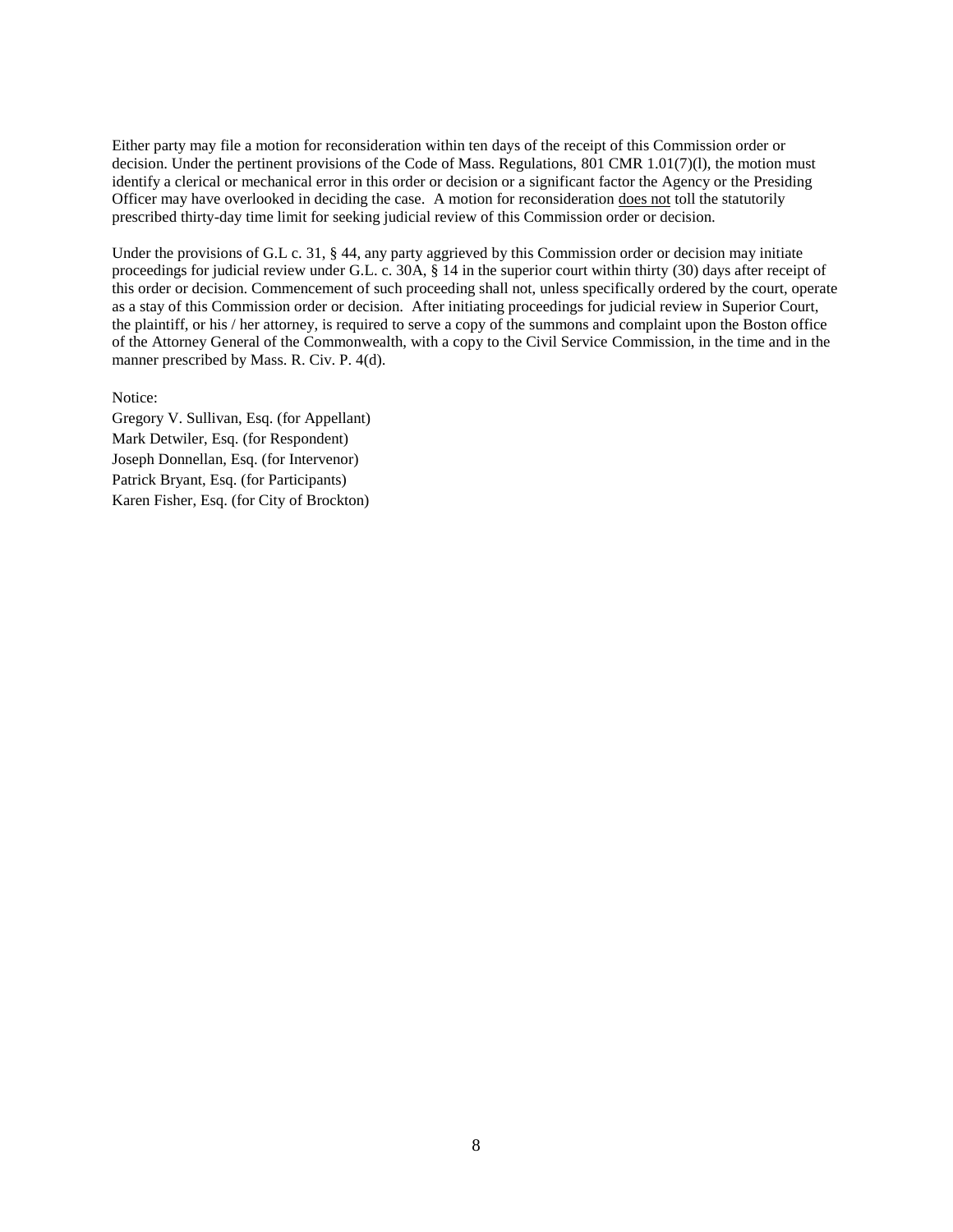Either party may file a motion for reconsideration within ten days of the receipt of this Commission order or decision. Under the pertinent provisions of the Code of Mass. Regulations, 801 CMR 1.01(7)(l), the motion must identify a clerical or mechanical error in this order or decision or a significant factor the Agency or the Presiding Officer may have overlooked in deciding the case. A motion for reconsideration <u>does not</u> toll the statutorily prescribed thirty-day time limit for seeking judicial review of this Commission order or decision.

Under the provisions of G.L c. 31, § 44, any party aggrieved by this Commission order or decision may initiate proceedings for judicial review under G.L. c. 30A, § 14 in the superior court within thirty (30) days after receipt of this order or decision. Commencement of such proceeding shall not, unless specifically ordered by the court, operate as a stay of this Commission order or decision. After initiating proceedings for judicial review in Superior Court, the plaintiff, or his / her attorney, is required to serve a copy of the summons and complaint upon the Boston office of the Attorney General of the Commonwealth, with a copy to the Civil Service Commission, in the time and in the manner prescribed by Mass. R. Civ. P. 4(d).

Notice:
Gregory V. Sullivan, Esq. (for Appellant)
Mark Detwiler, Esq. (for Respondent)
Joseph Donnellan, Esq. (for Intervenor)
Patrick Bryant, Esq. (for Participants)
Karen Fisher, Esq. (for City of Brockton)